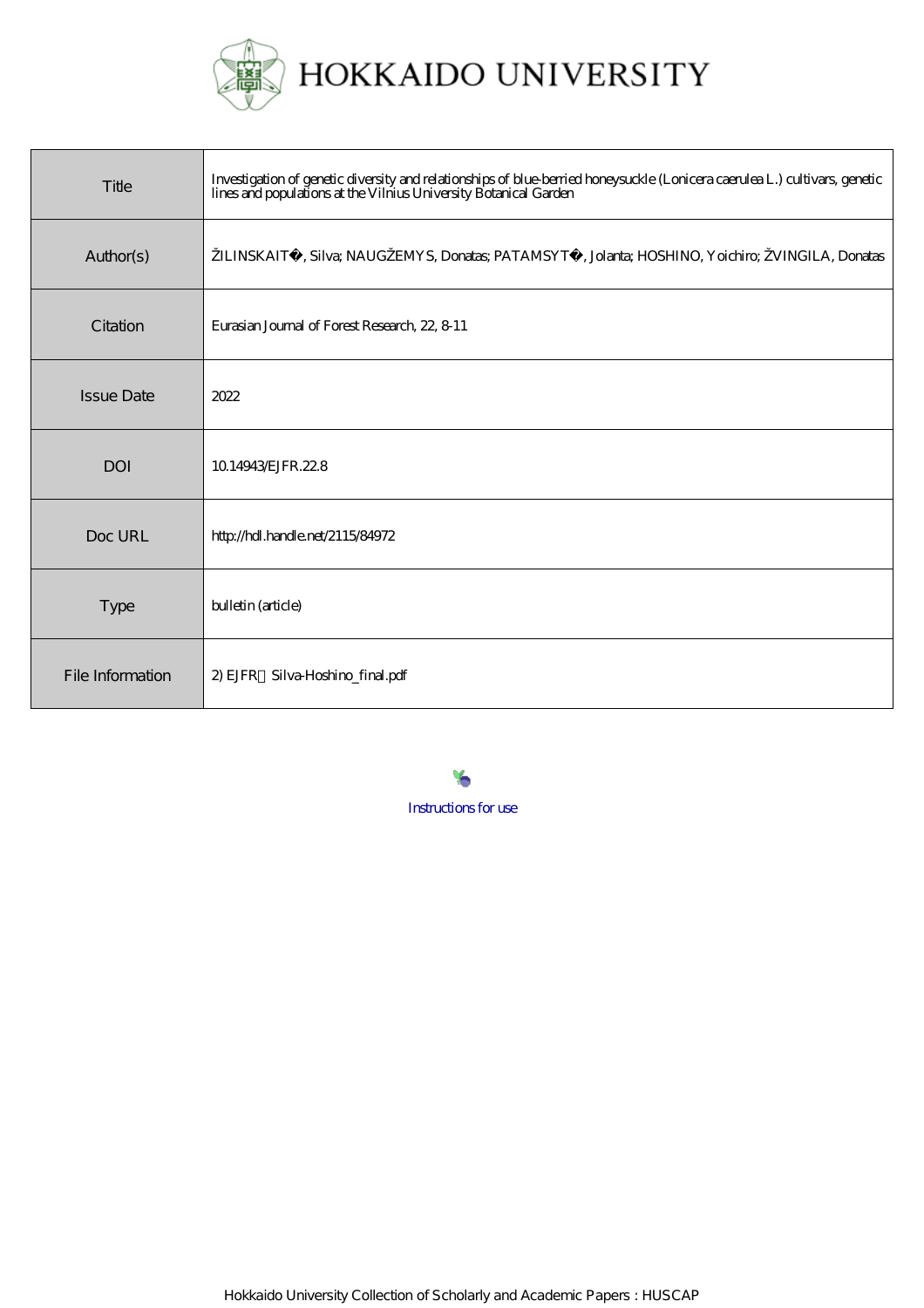# HOKKAIDO UNIVERSITY

| | |
|---|---|
| Title | Investigation of genetic diversity and relationships of blue-berried honeysuckle (Lonicera caerulea L.) cultivars, genetic lines and populations at the Vilnius University Botanical Garden |
| Author(s) | ŽILINSKAIT�, Silva; NAUGŽEMYS, Donatas; PATAMSYT�, Jolanta; HOSHINO, Yoichiro; ŽVINGILA, Donatas |
| Citation | Eurasian Journal of Forest Research, 22, 8-11 |
| Issue Date | 2022 |
| DOI | 10.14943/EJFR.22.8 |
| Doc URL | http://hdl.handle.net/2115/84972 |
| Type | bulletin (article) |
| File Information | 2) EJFR Silva-Hoshino_final.pdf |

Instructions for use

Hokkaido University Collection of Scholarly and Academic Papers : HUSCAP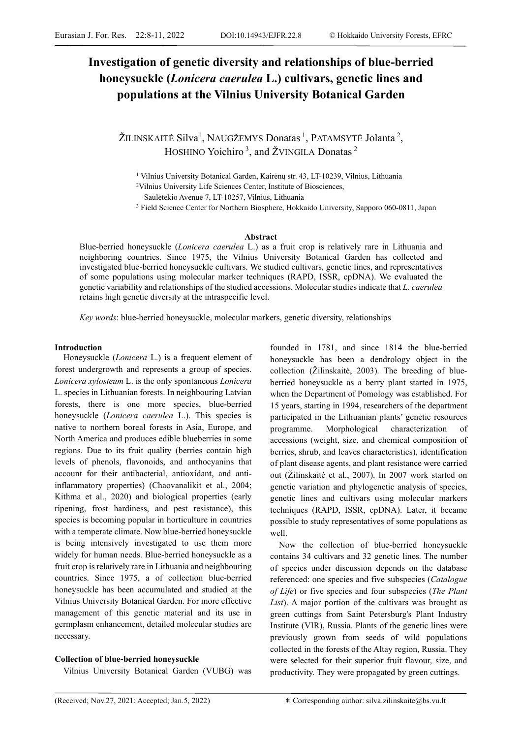# Investigation of genetic diversity and relationships of blue-berried honeysuckle (*Lonicera caerulea* L.) cultivars, genetic lines and populations at the Vilnius University Botanical Garden

ŽILINSKAITĖ Silva[1], NAUGŽEMYS Donatas[1], PATAMSYTĖ Jolanta[2], HOSHINO Yoichiro[3], and ŽVINGILA Donatas[2]

[1] Vilnius University Botanical Garden, Kairėnų str. 43, LT-10239, Vilnius, Lithuania
[2]Vilnius University Life Sciences Center, Institute of Biosciences, Saulėtekio Avenue 7, LT-10257, Vilnius, Lithuania
[3] Field Science Center for Northern Biosphere, Hokkaido University, Sapporo 060-0811, Japan

### Abstract

Blue-berried honeysuckle (*Lonicera caerulea* L.) as a fruit crop is relatively rare in Lithuania and neighboring countries. Since 1975, the Vilnius University Botanical Garden has collected and investigated blue-berried honeysuckle cultivars. We studied cultivars, genetic lines, and representatives of some populations using molecular marker techniques (RAPD, ISSR, cpDNA). We evaluated the genetic variability and relationships of the studied accessions. Molecular studies indicate that *L. caerulea* retains high genetic diversity at the intraspecific level.

*Key words*: blue-berried honeysuckle, molecular markers, genetic diversity, relationships

### Introduction

Honeysuckle (*Lonicera* L.) is a frequent element of forest undergrowth and represents a group of species. *Lonicera xylosteum* L. is the only spontaneous *Lonicera* L. species in Lithuanian forests. In neighbouring Latvian forests, there is one more species, blue-berried honeysuckle (*Lonicera caerulea* L.). This species is native to northern boreal forests in Asia, Europe, and North America and produces edible blueberries in some regions. Due to its fruit quality (berries contain high levels of phenols, flavonoids, and anthocyanins that account for their antibacterial, antioxidant, and anti-inflammatory properties) (Chaovanalikit et al., 2004; Kithma et al., 2020) and biological properties (early ripening, frost hardiness, and pest resistance), this species is becoming popular in horticulture in countries with a temperate climate. Now blue-berried honeysuckle is being intensively investigated to use them more widely for human needs. Blue-berried honeysuckle as a fruit crop is relatively rare in Lithuania and neighbouring countries. Since 1975, a of collection blue-berried honeysuckle has been accumulated and studied at the Vilnius University Botanical Garden. For more effective management of this genetic material and its use in germplasm enhancement, detailed molecular studies are necessary.

### Collection of blue-berried honeysuckle

Vilnius University Botanical Garden (VUBG) was founded in 1781, and since 1814 the blue-berried honeysuckle has been a dendrology object in the collection (Žilinskaitė, 2003). The breeding of blue-berried honeysuckle as a berry plant started in 1975, when the Department of Pomology was established. For 15 years, starting in 1994, researchers of the department participated in the Lithuanian plants' genetic resources programme. Morphological characterization of accessions (weight, size, and chemical composition of berries, shrub, and leaves characteristics), identification of plant disease agents, and plant resistance were carried out (Žilinskaitė et al., 2007). In 2007 work started on genetic variation and phylogenetic analysis of species, genetic lines and cultivars using molecular markers techniques (RAPD, ISSR, cpDNA). Later, it became possible to study representatives of some populations as well.

Now the collection of blue-berried honeysuckle contains 34 cultivars and 32 genetic lines. The number of species under discussion depends on the database referenced: one species and five subspecies (*Catalogue of Life*) or five species and four subspecies (*The Plant List*). A major portion of the cultivars was brought as green cuttings from Saint Petersburg's Plant Industry Institute (VIR), Russia. Plants of the genetic lines were previously grown from seeds of wild populations collected in the forests of the Altay region, Russia. They were selected for their superior fruit flavour, size, and productivity. They were propagated by green cuttings.

(Received; Nov.27, 2021: Accepted; Jan.5, 2022)

∗ Corresponding author: silva.zilinskaite@bs.vu.lt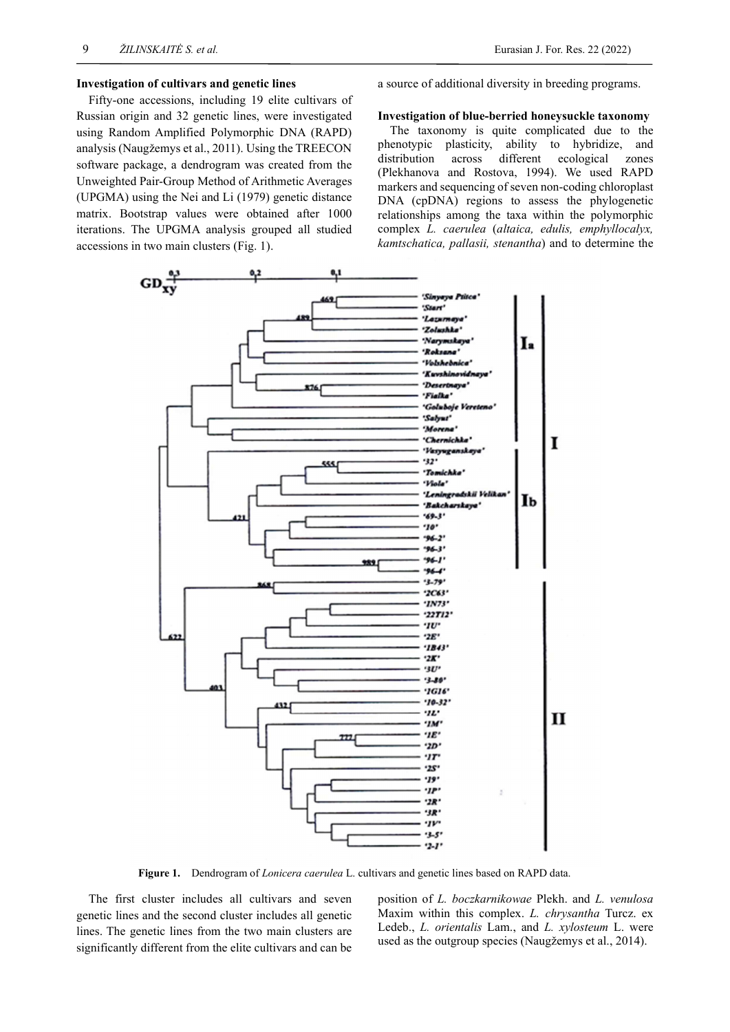### Investigation of cultivars and genetic lines

Fifty-one accessions, including 19 elite cultivars of Russian origin and 32 genetic lines, were investigated using Random Amplified Polymorphic DNA (RAPD) analysis (Naugžemys et al., 2011). Using the TREECON software package, a dendrogram was created from the Unweighted Pair-Group Method of Arithmetic Averages (UPGMA) using the Nei and Li (1979) genetic distance matrix. Bootstrap values were obtained after 1000 iterations. The UPGMA analysis grouped all studied accessions in two main clusters (Fig. 1).

GDxy
0,3
0,2
0,1

469
489
876
555
421
989
868
622
403
432
777

'Sinyaya Ptitca'
'Start'
'Lazurnaya'
'Zolushka'
'Narymskaya'
'Roksana'
'Volshebnica'
'Kuvshinovidnaya'
'Desertnaya'
'Fialka'
'Goluboje Vereteno'
'Salyut'
'Morena'
'Chernichka'
'Vasyuganskaya'
'32'
'Tomichka'
'Viola'
'Leningradskii Velikan'
'Bakcharskaya'
'69-3'
'10'
'96-2'
'96-3'
'96-1'
'96-4'
'3-79'
'2C63'
'1N73'
'22T12'
'1U'
'2E'
'1B43'
'2K'
'3U'
'3-80'
'1G16'
'10-32'
'1L'
'1M'
'1E'
'2D'
'1T'
'2S'
'19'
'1P'
'2R'
'3R'
'1V'
'3-5'
'2-1'

Ia
Ib
I
II

**Figure 1.** Dendrogram of *Lonicera caerulea* L. cultivars and genetic lines based on RAPD data.

The first cluster includes all cultivars and seven genetic lines and the second cluster includes all genetic lines. The genetic lines from the two main clusters are significantly different from the elite cultivars and can be a source of additional diversity in breeding programs.

### Investigation of blue-berried honeysuckle taxonomy

The taxonomy is quite complicated due to the phenotypic plasticity, ability to hybridize, and distribution across different ecological zones (Plekhanova and Rostova, 1994). We used RAPD markers and sequencing of seven non-coding chloroplast DNA (cpDNA) regions to assess the phylogenetic relationships among the taxa within the polymorphic complex *L. caerulea* (*altaica, edulis, emphyllocalyx, kamtschatica, pallasii, stenantha*) and to determine the position of *L. boczkarnikowae* Plekh. and *L. venulosa* Maxim within this complex. *L. chrysantha* Turcz. ex Ledeb., *L. orientalis* Lam., and *L. xylosteum* L. were used as the outgroup species (Naugžemys et al., 2014).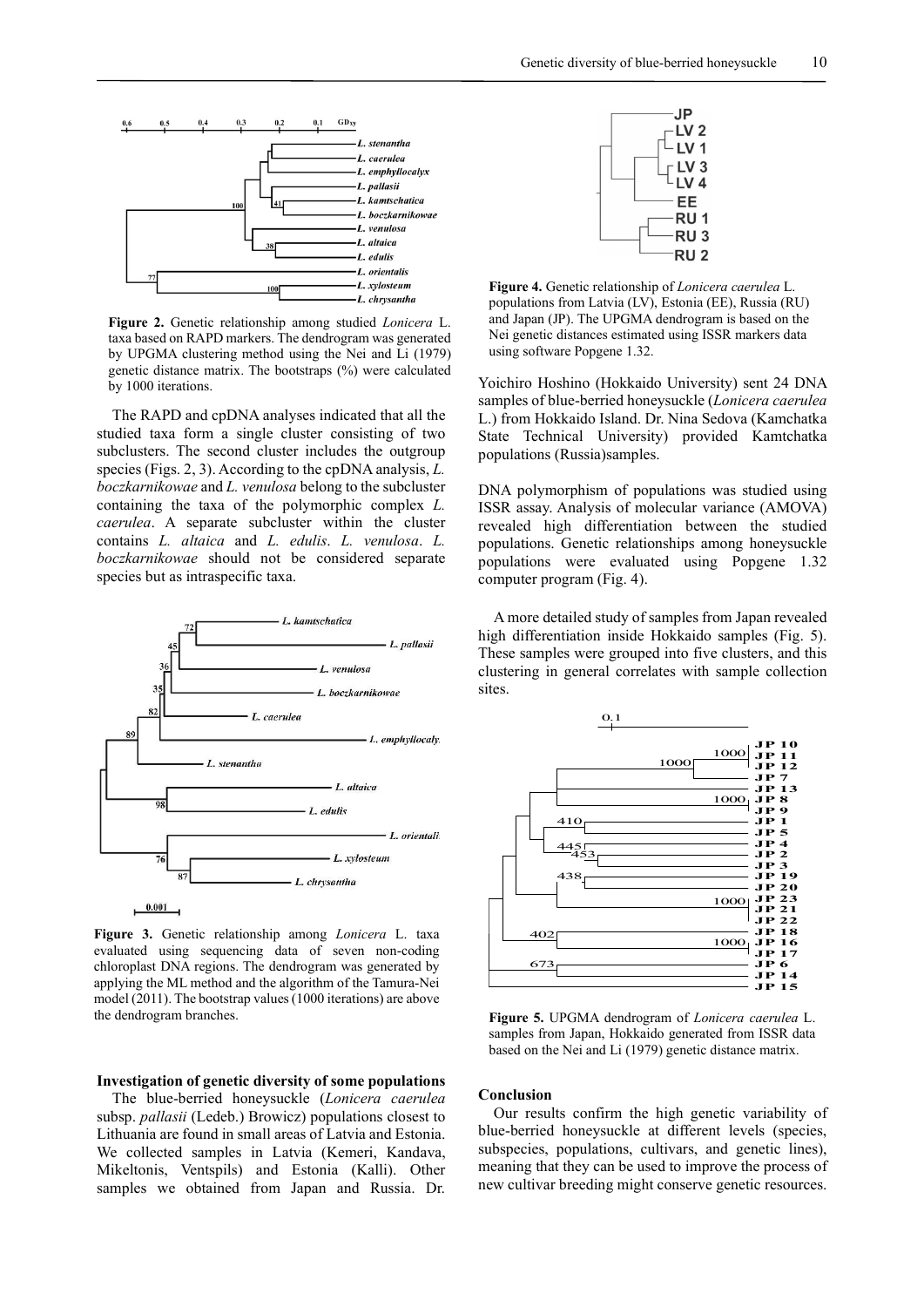0.6 0.5 0.4 0.3 0.2 0.1 GD$_{XY}$

L. stenantha
L. caerulea
L. emphyllocalyx
L. pallasii
L. kamtschatica
L. boczkarnikowae
L. venulosa
L. altaica
L. edulis
L. orientalis
L. xylosteum
L. chrysantha

100
41
38
77
100

**Figure 2.** Genetic relationship among studied *Lonicera* L. taxa based on RAPD markers. The dendrogram was generated by UPGMA clustering method using the Nei and Li (1979) genetic distance matrix. The bootstraps (%) were calculated by 1000 iterations.

The RAPD and cpDNA analyses indicated that all the studied taxa form a single cluster consisting of two subclusters. The second cluster includes the outgroup species (Figs. 2, 3). According to the cpDNA analysis, *L. boczkarnikowae* and *L. venulosa* belong to the subcluster containing the taxa of the polymorphic complex *L. caerulea*. A separate subcluster within the cluster contains *L. altaica* and *L. edulis*. *L. venulosa*. *L. boczkarnikowae* should not be considered separate species but as intraspecific taxa.

L. kamtschatica
L. pallasii
L. venulosa
L. boczkarnikowae
L. caerulea
L. emphyllocaly.
L. stenantha
L. altaica
L. edulis
L. orientali.
L. xylosteum
L. chrysantha

72
45
36
35
82
89
98
76
87

0.001

**Figure 3.** Genetic relationship among *Lonicera* L. taxa evaluated using sequencing data of seven non-coding chloroplast DNA regions. The dendrogram was generated by applying the ML method and the algorithm of the Tamura-Nei model (2011). The bootstrap values (1000 iterations) are above the dendrogram branches.

**Investigation of genetic diversity of some populations**

The blue-berried honeysuckle (*Lonicera caerulea* subsp. *pallasii* (Ledeb.) Browicz) populations closest to Lithuania are found in small areas of Latvia and Estonia. We collected samples in Latvia (Kemeri, Kandava, Mikeltonis, Ventspils) and Estonia (Kalli). Other samples we obtained from Japan and Russia. Dr.

JP
LV 2
LV 1
LV 3
LV 4
EE
RU 1
RU 3
RU 2

**Figure 4.** Genetic relationship of *Lonicera caerulea* L. populations from Latvia (LV), Estonia (EE), Russia (RU) and Japan (JP). The UPGMA dendrogram is based on the Nei genetic distances estimated using ISSR markers data using software Popgene 1.32.

Yoichiro Hoshino (Hokkaido University) sent 24 DNA samples of blue-berried honeysuckle (*Lonicera caerulea* L.) from Hokkaido Island. Dr. Nina Sedova (Kamchatka State Technical University) provided Kamtchatka populations (Russia)samples.

DNA polymorphism of populations was studied using ISSR assay. Analysis of molecular variance (AMOVA) revealed high differentiation between the studied populations. Genetic relationships among honeysuckle populations were evaluated using Popgene 1.32 computer program (Fig. 4).

A more detailed study of samples from Japan revealed high differentiation inside Hokkaido samples (Fig. 5). These samples were grouped into five clusters, and this clustering in general correlates with sample collection sites.

0.1

JP 10
JP 11
JP 12
JP 7
JP 13
JP 8
JP 9
JP 1
JP 5
JP 4
JP 2
JP 3
JP 19
JP 20
JP 23
JP 21
JP 22
JP 18
JP 16
JP 17
JP 6
JP 14
JP 15

1000
1000
1000
410
445
453
438
1000
402
1000
673

**Figure 5.** UPGMA dendrogram of *Lonicera caerulea* L. samples from Japan, Hokkaido generated from ISSR data based on the Nei and Li (1979) genetic distance matrix.

**Conclusion**

Our results confirm the high genetic variability of blue-berried honeysuckle at different levels (species, subspecies, populations, cultivars, and genetic lines), meaning that they can be used to improve the process of new cultivar breeding might conserve genetic resources.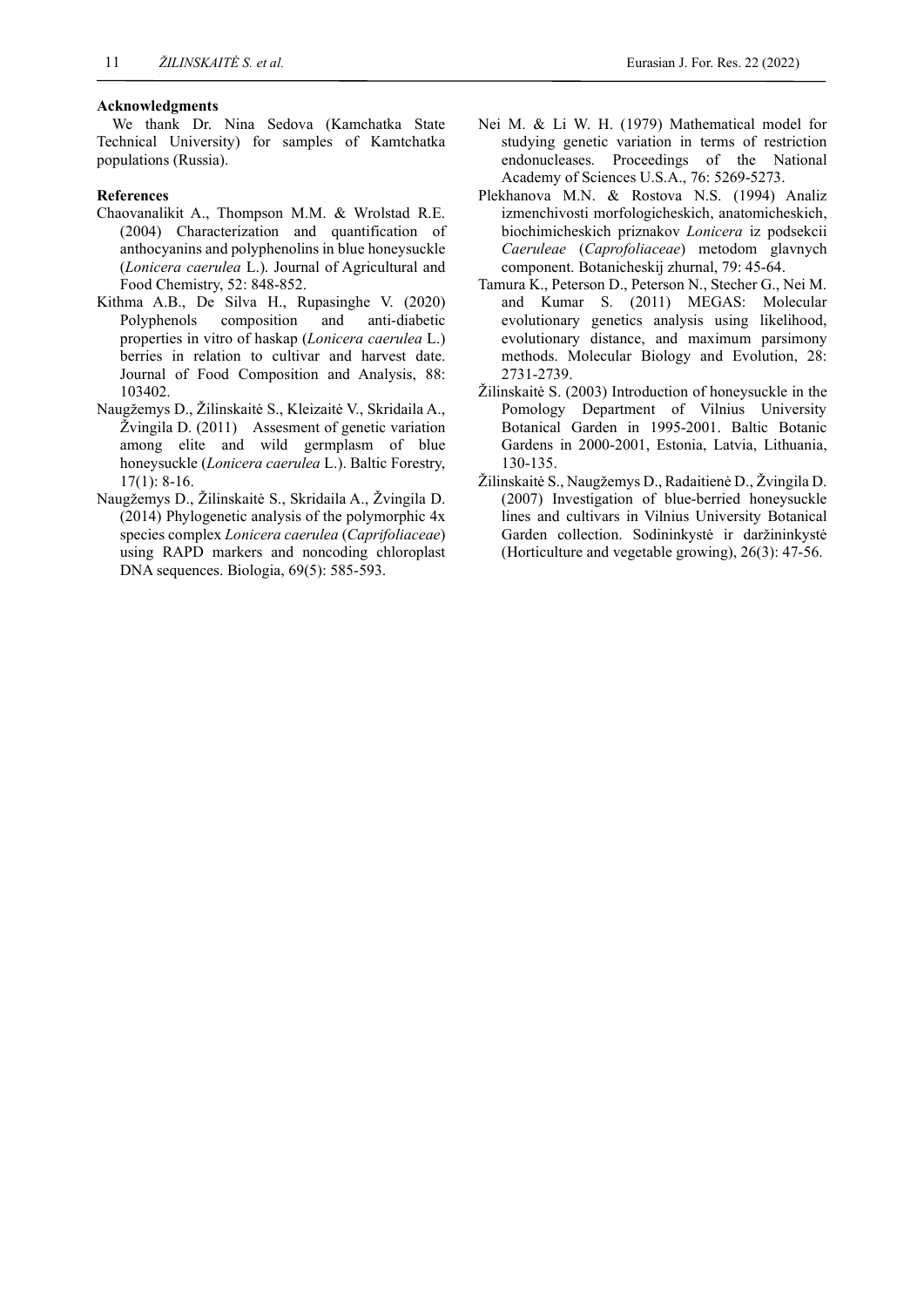## Acknowledgments

We thank Dr. Nina Sedova (Kamchatka State Technical University) for samples of Kamtchatka populations (Russia).

## References

Chaovanalikit A., Thompson M.M. & Wrolstad R.E. (2004) Characterization and quantification of anthocyanins and polyphenolins in blue honeysuckle (*Lonicera caerulea* L.). Journal of Agricultural and Food Chemistry, 52: 848-852.

Kithma A.B., De Silva H., Rupasinghe V. (2020) Polyphenols composition and anti-diabetic properties in vitro of haskap (*Lonicera caerulea* L.) berries in relation to cultivar and harvest date. Journal of Food Composition and Analysis, 88: 103402.

Naugžemys D., Žilinskaitė S., Kleizaitė V., Skridaila A., Žvingila D. (2011) Assesment of genetic variation among elite and wild germplasm of blue honeysuckle (*Lonicera caerulea* L.). Baltic Forestry, 17(1): 8-16.

Naugžemys D., Žilinskaitė S., Skridaila A., Žvingila D. (2014) Phylogenetic analysis of the polymorphic 4x species complex *Lonicera caerulea* (*Caprifoliaceae*) using RAPD markers and noncoding chloroplast DNA sequences. Biologia, 69(5): 585-593.

Nei M. & Li W. H. (1979) Mathematical model for studying genetic variation in terms of restriction endonucleases. Proceedings of the National Academy of Sciences U.S.A., 76: 5269-5273.

Plekhanova M.N. & Rostova N.S. (1994) Analiz izmenchivosti morfologicheskich, anatomicheskich, biochimicheskich priznakov *Lonicera* iz podsekcii *Caeruleae* (*Caprofoliaceae*) metodom glavnych component. Botanicheskij zhurnal, 79: 45-64.

Tamura K., Peterson D., Peterson N., Stecher G., Nei M. and Kumar S. (2011) MEGAS: Molecular evolutionary genetics analysis using likelihood, evolutionary distance, and maximum parsimony methods. Molecular Biology and Evolution, 28: 2731-2739.

Žilinskaitė S. (2003) Introduction of honeysuckle in the Pomology Department of Vilnius University Botanical Garden in 1995-2001. Baltic Botanic Gardens in 2000-2001, Estonia, Latvia, Lithuania, 130-135.

Žilinskaitė S., Naugžemys D., Radaitienė D., Žvingila D. (2007) Investigation of blue-berried honeysuckle lines and cultivars in Vilnius University Botanical Garden collection. Sodininkystė ir daržininkystė (Horticulture and vegetable growing), 26(3): 47-56.